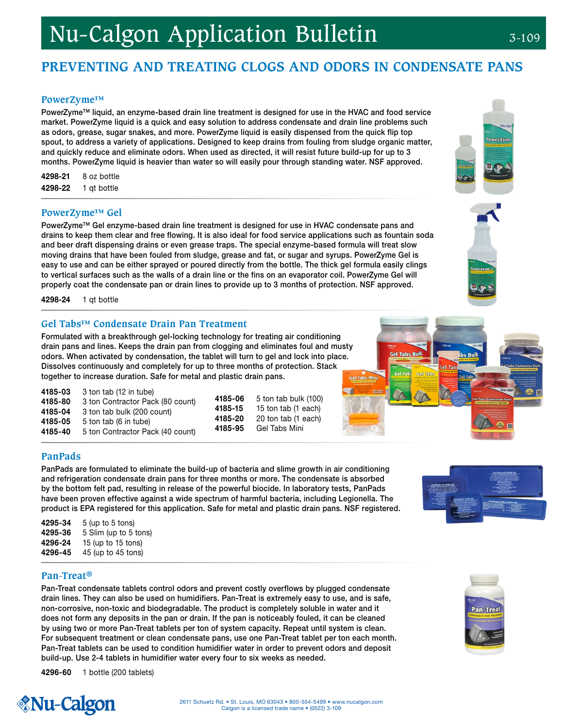# Nu-Calgon Application Bulletin

3-109

## PREVENTING AND TREATING CLOGS AND ODORS IN CONDENSATE PANS

### PowerZyme™

PowerZyme™ liquid, an enzyme-based drain line treatment is designed for use in the HVAC and food service market. PowerZyme liquid is a quick and easy solution to address condensate and drain line problems such as odors, grease, sugar snakes, and more. PowerZyme liquid is easily dispensed from the quick flip top spout, to address a variety of applications. Designed to keep drains from fouling from sludge organic matter, and quickly reduce and eliminate odors. When used as directed, it will resist future build-up for up to 3 months. PowerZyme liquid is heavier than water so will easily pour through standing water. NSF approved.

| | |
|---|---|
| **4298-21** | 8 oz bottle |
| **4298-22** | 1 qt bottle |

### PowerZyme™ Gel

PowerZyme™ Gel enzyme-based drain line treatment is designed for use in HVAC condensate pans and drains to keep them clear and free flowing. It is also ideal for food service applications such as fountain soda and beer draft dispensing drains or even grease traps. The special enzyme-based formula will treat slow moving drains that have been fouled from sludge, grease and fat, or sugar and syrups. PowerZyme Gel is easy to use and can be either sprayed or poured directly from the bottle. The thick gel formula easily clings to vertical surfaces such as the walls of a drain line or the fins on an evaporator coil. PowerZyme Gel will properly coat the condensate pan or drain lines to provide up to 3 months of protection. NSF approved.

| | |
|---|---|
| **4298-24** | 1 qt bottle |

### Gel Tabs™ Condensate Drain Pan Treatment

Formulated with a breakthrough gel-locking technology for treating air conditioning drain pans and lines. Keeps the drain pan from clogging and eliminates foul and musty odors. When activated by condensation, the tablet will turn to gel and lock into place. Dissolves continuously and completely for up to three months of protection. Stack together to increase duration. Safe for metal and plastic drain pans.

| | |
|---|---|
| **4185-03** | 3 ton tab (12 in tube) |
| **4185-80** | 3 ton Contractor Pack (80 count) |
| **4185-04** | 3 ton tab bulk (200 count) |
| **4185-05** | 5 ton tab (6 in tube) |
| **4185-40** | 5 ton Contractor Pack (40 count) |
| **4185-06** | 5 ton tab bulk (100) |
| **4185-15** | 15 ton tab (1 each) |
| **4185-20** | 20 ton tab (1 each) |
| **4185-95** | Gel Tabs Mini |

### PanPads

PanPads are formulated to eliminate the build-up of bacteria and slime growth in air conditioning and refrigeration condensate drain pans for three months or more. The condensate is absorbed by the bottom felt pad, resulting in release of the powerful biocide. In laboratory tests, PanPads have been proven effective against a wide spectrum of harmful bacteria, including Legionella. The product is EPA registered for this application. Safe for metal and plastic drain pans. NSF registered.

| | |
|---|---|
| **4295-34** | 5 (up to 5 tons) |
| **4295-36** | 5 Slim (up to 5 tons) |
| **4296-24** | 15 (up to 15 tons) |
| **4296-45** | 45 (up to 45 tons) |

### Pan-Treat®

Pan-Treat condensate tablets control odors and prevent costly overflows by plugged condensate drain lines. They can also be used on humidifiers. Pan-Treat is extremely easy to use, and is safe, non-corrosive, non-toxic and biodegradable. The product is completely soluble in water and it does not form any deposits in the pan or drain. If the pan is noticeably fouled, it can be cleaned by using two or more Pan-Treat tablets per ton of system capacity. Repeat until system is clean. For subsequent treatment or clean condensate pans, use one Pan-Treat tablet per ton each month. Pan-Treat tablets can be used to condition humidifier water in order to prevent odors and deposit build-up. Use 2-4 tablets in humidifier water every four to six weeks as needed.

| | |
|---|---|
| **4296-60** | 1 bottle (200 tablets) |

Nu-Calgon

2611 Schuetz Rd. • St. Louis, MO 63043 • 800-554-5499 • www.nucalgon.com
Calgon is a licensed trade name • (0522) 3-109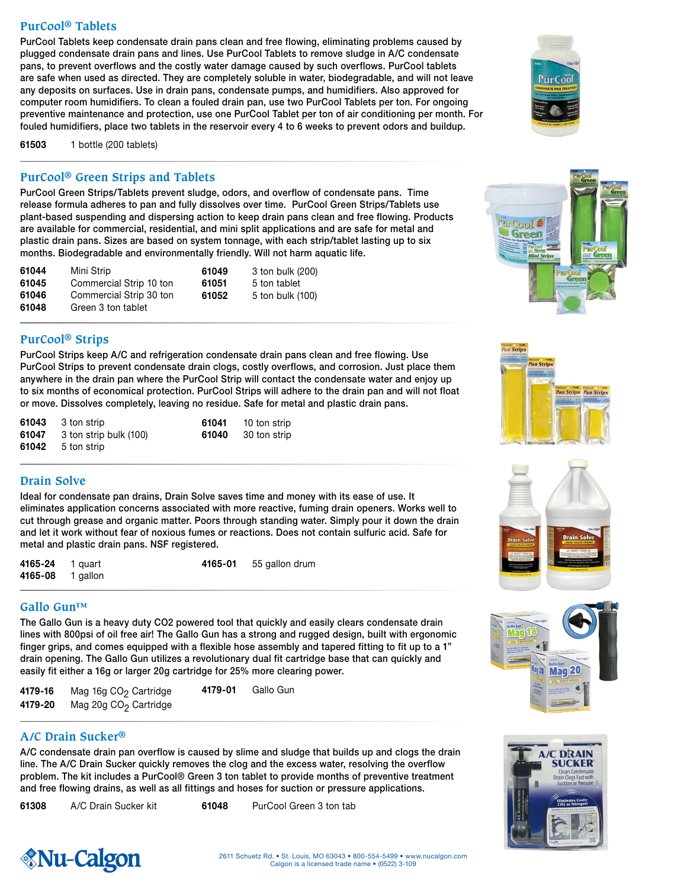## PurCool® Tablets

PurCool Tablets keep condensate drain pans clean and free flowing, eliminating problems caused by plugged condensate drain pans and lines. Use PurCool Tablets to remove sludge in A/C condensate pans, to prevent overflows and the costly water damage caused by such overflows. PurCool tablets are safe when used as directed. They are completely soluble in water, biodegradable, and will not leave any deposits on surfaces. Use in drain pans, condensate pumps, and humidifiers. Also approved for computer room humidifiers. To clean a fouled drain pan, use two PurCool Tablets per ton. For ongoing preventive maintenance and protection, use one PurCool Tablet per ton of air conditioning per month. For fouled humidifiers, place two tablets in the reservoir every 4 to 6 weeks to prevent odors and buildup.

| | |
|---|---|
| **61503** | 1 bottle (200 tablets) |

## PurCool® Green Strips and Tablets

PurCool Green Strips/Tablets prevent sludge, odors, and overflow of condensate pans. Time release formula adheres to pan and fully dissolves over time. PurCool Green Strips/Tablets use plant-based suspending and dispersing action to keep drain pans clean and free flowing. Products are available for commercial, residential, and mini split applications and are safe for metal and plastic drain pans. Sizes are based on system tonnage, with each strip/tablet lasting up to six months. Biodegradable and environmentally friendly. Will not harm aquatic life.

| | | | |
|---|---|---|---|
| **61044** | Mini Strip | **61049** | 3 ton bulk (200) |
| **61045** | Commercial Strip 10 ton | **61051** | 5 ton tablet |
| **61046** | Commercial Strip 30 ton | **61052** | 5 ton bulk (100) |
| **61048** | Green 3 ton tablet | | |

## PurCool® Strips

PurCool Strips keep A/C and refrigeration condensate drain pans clean and free flowing. Use PurCool Strips to prevent condensate drain clogs, costly overflows, and corrosion. Just place them anywhere in the drain pan where the PurCool Strip will contact the condensate water and enjoy up to six months of economical protection. PurCool Strips will adhere to the drain pan and will not float or move. Dissolves completely, leaving no residue. Safe for metal and plastic drain pans.

| | | | |
|---|---|---|---|
| **61043** | 3 ton strip | **61041** | 10 ton strip |
| **61047** | 3 ton strip bulk (100) | **61040** | 30 ton strip |
| **61042** | 5 ton strip | | |

## Drain Solve

Ideal for condensate pan drains, Drain Solve saves time and money with its ease of use. It eliminates application concerns associated with more reactive, fuming drain openers. Works well to cut through grease and organic matter. Poors through standing water. Simply pour it down the drain and let it work without fear of noxious fumes or reactions. Does not contain sulfuric acid. Safe for metal and plastic drain pans. NSF registered.

| | | | |
|---|---|---|---|
| **4165-24** | 1 quart | **4165-01** | 55 gallon drum |
| **4165-08** | 1 gallon | | |

## Gallo Gun™

The Gallo Gun is a heavy duty CO2 powered tool that quickly and easily clears condensate drain lines with 800psi of oil free air! The Gallo Gun has a strong and rugged design, built with ergonomic finger grips, and comes equipped with a flexible hose assembly and tapered fitting to fit up to a 1" drain opening. The Gallo Gun utilizes a revolutionary dual fit cartridge base that can quickly and easily fit either a 16g or larger 20g cartridge for 25% more clearing power.

| | | | |
|---|---|---|---|
| **4179-16** | Mag 16g $CO_2$ Cartridge | **4179-01** | Gallo Gun |
| **4179-20** | Mag 20g $CO_2$ Cartridge | | |

## A/C Drain Sucker®

A/C condensate drain pan overflow is caused by slime and sludge that builds up and clogs the drain line. The A/C Drain Sucker quickly removes the clog and the excess water, resolving the overflow problem. The kit includes a PurCool® Green 3 ton tablet to provide months of preventive treatment and free flowing drains, as well as all fittings and hoses for suction or pressure applications.

| | | | |
|---|---|---|---|
| **61308** | A/C Drain Sucker kit | **61048** | PurCool Green 3 ton tab |

Nu-Calgon

2611 Schuetz Rd. • St. Louis, MO 63043 • 800-554-5499 • www.nucalgon.com
Calgon is a licensed trade name • (0522) 3-109